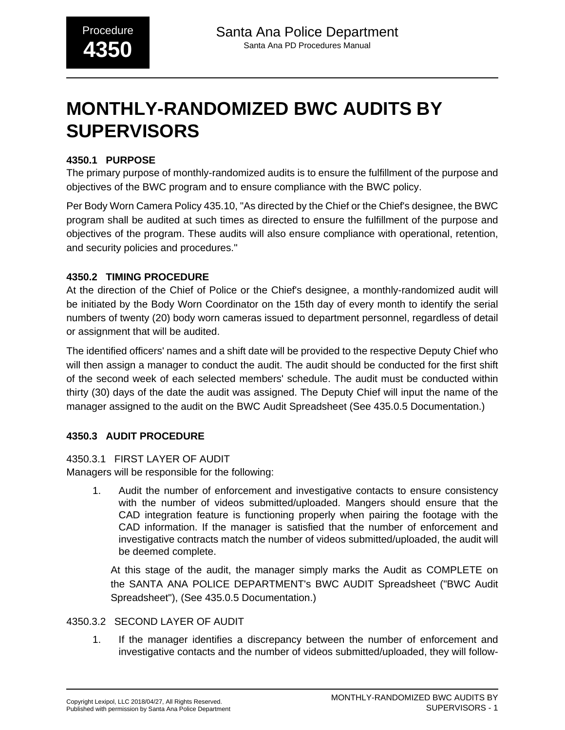Procedure **4350**

Santa Ana Police Department

Santa Ana PD Procedures Manual

# MONTHLY-RANDOMIZED BWC AUDITS BY SUPERVISORS

## 4350.1 PURPOSE

The primary purpose of monthly-randomized audits is to ensure the fulfillment of the purpose and objectives of the BWC program and to ensure compliance with the BWC policy.

Per Body Worn Camera Policy 435.10, "As directed by the Chief or the Chief's designee, the BWC program shall be audited at such times as directed to ensure the fulfillment of the purpose and objectives of the program. These audits will also ensure compliance with operational, retention, and security policies and procedures."

## 4350.2 TIMING PROCEDURE

At the direction of the Chief of Police or the Chief's designee, a monthly-randomized audit will be initiated by the Body Worn Coordinator on the 15th day of every month to identify the serial numbers of twenty (20) body worn cameras issued to department personnel, regardless of detail or assignment that will be audited.

The identified officers' names and a shift date will be provided to the respective Deputy Chief who will then assign a manager to conduct the audit. The audit should be conducted for the first shift of the second week of each selected members' schedule. The audit must be conducted within thirty (30) days of the date the audit was assigned. The Deputy Chief will input the name of the manager assigned to the audit on the BWC Audit Spreadsheet (See 435.0.5 Documentation.)

## 4350.3 AUDIT PROCEDURE

### 4350.3.1 FIRST LAYER OF AUDIT

Managers will be responsible for the following:

1. Audit the number of enforcement and investigative contacts to ensure consistency with the number of videos submitted/uploaded. Mangers should ensure that the CAD integration feature is functioning properly when pairing the footage with the CAD information. If the manager is satisfied that the number of enforcement and investigative contracts match the number of videos submitted/uploaded, the audit will be deemed complete.

   At this stage of the audit, the manager simply marks the Audit as COMPLETE on the SANTA ANA POLICE DEPARTMENT's BWC AUDIT Spreadsheet ("BWC Audit Spreadsheet"), (See 435.0.5 Documentation.)

### 4350.3.2 SECOND LAYER OF AUDIT

1. If the manager identifies a discrepancy between the number of enforcement and investigative contacts and the number of videos submitted/uploaded, they will follow-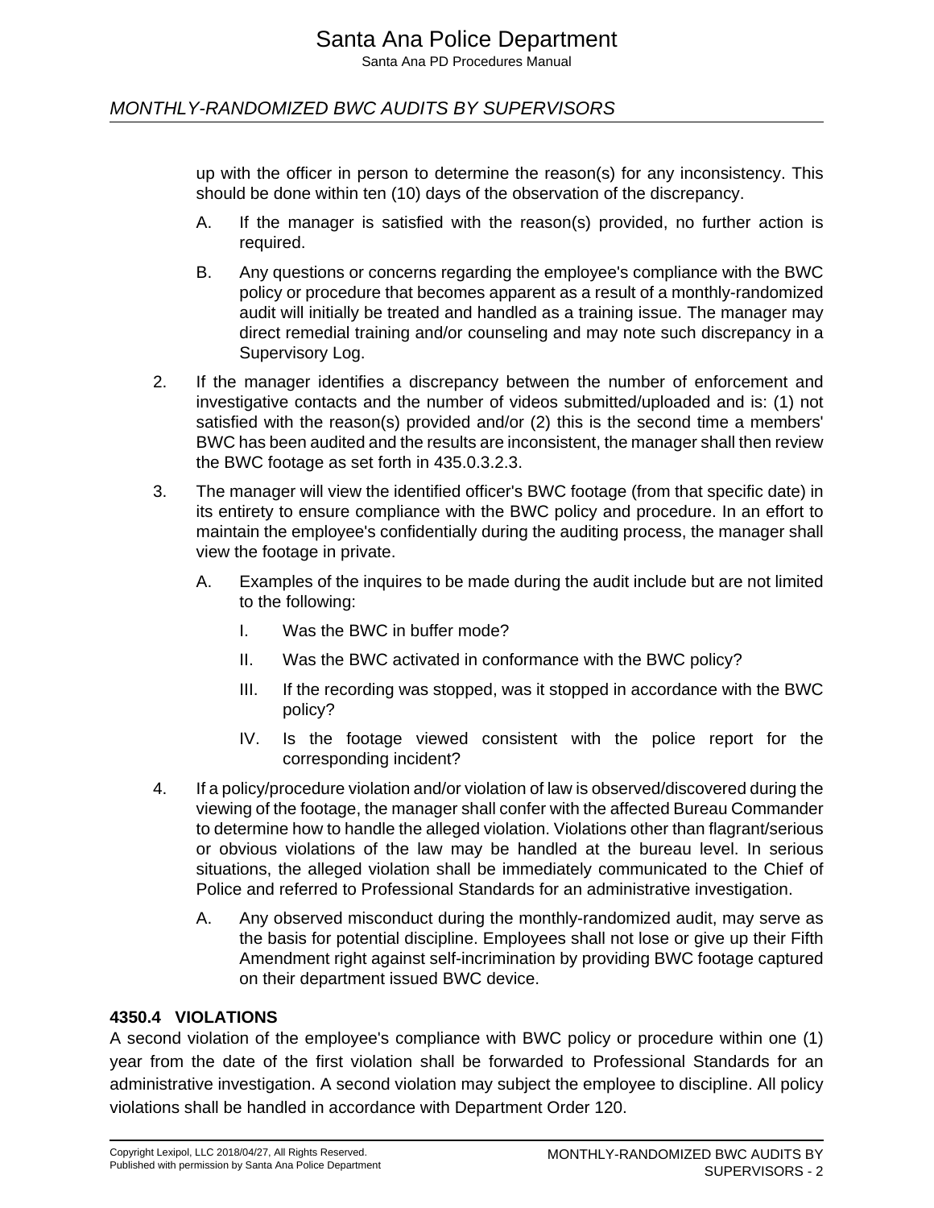up with the officer in person to determine the reason(s) for any inconsistency. This should be done within ten (10) days of the observation of the discrepancy.

A. If the manager is satisfied with the reason(s) provided, no further action is required.

B. Any questions or concerns regarding the employee's compliance with the BWC policy or procedure that becomes apparent as a result of a monthly-randomized audit will initially be treated and handled as a training issue. The manager may direct remedial training and/or counseling and may note such discrepancy in a Supervisory Log.

2. If the manager identifies a discrepancy between the number of enforcement and investigative contacts and the number of videos submitted/uploaded and is: (1) not satisfied with the reason(s) provided and/or (2) this is the second time a members' BWC has been audited and the results are inconsistent, the manager shall then review the BWC footage as set forth in 435.0.3.2.3.

3. The manager will view the identified officer's BWC footage (from that specific date) in its entirety to ensure compliance with the BWC policy and procedure. In an effort to maintain the employee's confidentially during the auditing process, the manager shall view the footage in private.

   A. Examples of the inquires to be made during the audit include but are not limited to the following:

      I. Was the BWC in buffer mode?

      II. Was the BWC activated in conformance with the BWC policy?

      III. If the recording was stopped, was it stopped in accordance with the BWC policy?

      IV. Is the footage viewed consistent with the police report for the corresponding incident?

4. If a policy/procedure violation and/or violation of law is observed/discovered during the viewing of the footage, the manager shall confer with the affected Bureau Commander to determine how to handle the alleged violation. Violations other than flagrant/serious or obvious violations of the law may be handled at the bureau level. In serious situations, the alleged violation shall be immediately communicated to the Chief of Police and referred to Professional Standards for an administrative investigation.

   A. Any observed misconduct during the monthly-randomized audit, may serve as the basis for potential discipline. Employees shall not lose or give up their Fifth Amendment right against self-incrimination by providing BWC footage captured on their department issued BWC device.

**4350.4 VIOLATIONS**

A second violation of the employee's compliance with BWC policy or procedure within one (1) year from the date of the first violation shall be forwarded to Professional Standards for an administrative investigation. A second violation may subject the employee to discipline. All policy violations shall be handled in accordance with Department Order 120.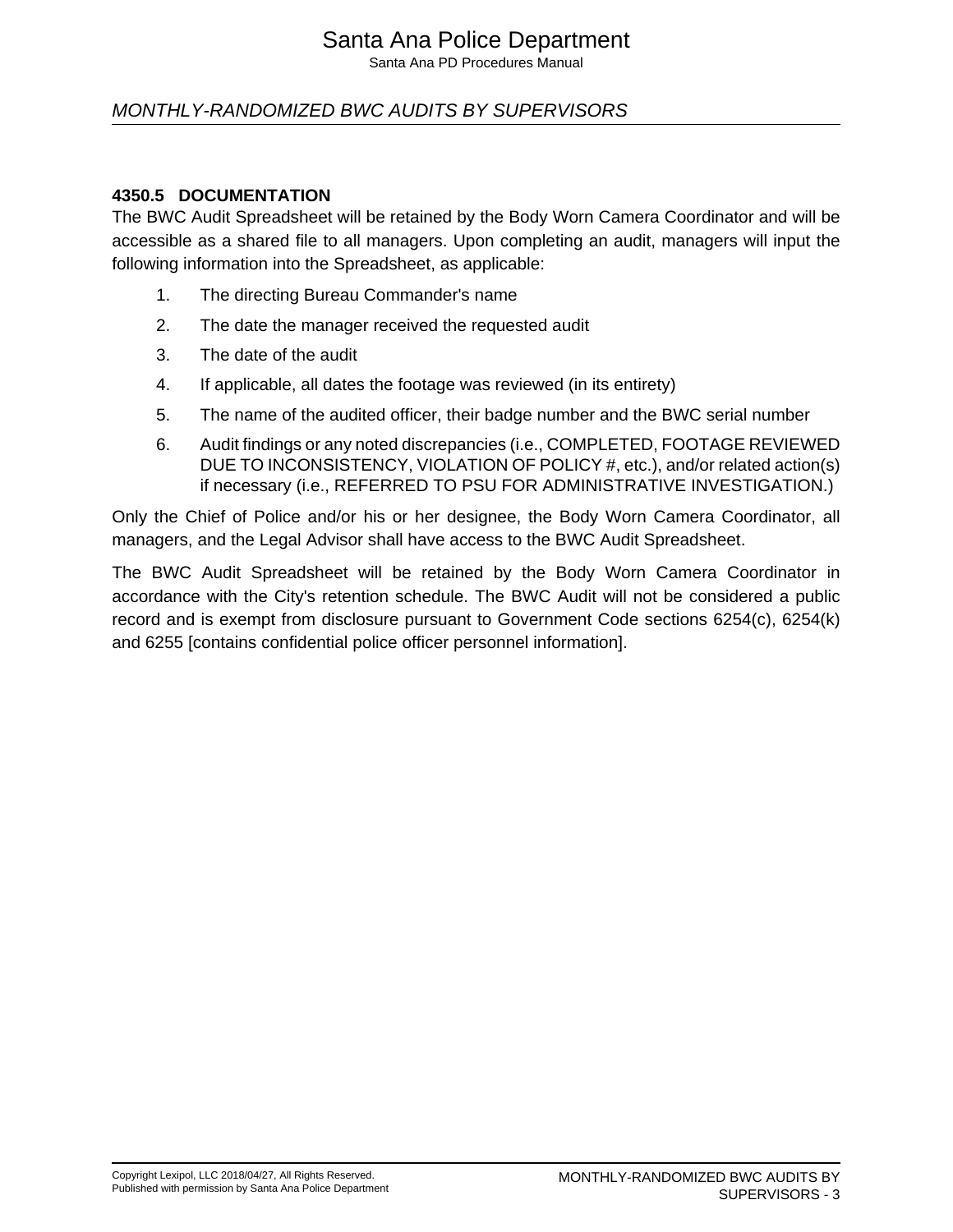### 4350.5 DOCUMENTATION

The BWC Audit Spreadsheet will be retained by the Body Worn Camera Coordinator and will be accessible as a shared file to all managers. Upon completing an audit, managers will input the following information into the Spreadsheet, as applicable:

1. The directing Bureau Commander's name
2. The date the manager received the requested audit
3. The date of the audit
4. If applicable, all dates the footage was reviewed (in its entirety)
5. The name of the audited officer, their badge number and the BWC serial number
6. Audit findings or any noted discrepancies (i.e., COMPLETED, FOOTAGE REVIEWED DUE TO INCONSISTENCY, VIOLATION OF POLICY #, etc.), and/or related action(s) if necessary (i.e., REFERRED TO PSU FOR ADMINISTRATIVE INVESTIGATION.)

Only the Chief of Police and/or his or her designee, the Body Worn Camera Coordinator, all managers, and the Legal Advisor shall have access to the BWC Audit Spreadsheet.

The BWC Audit Spreadsheet will be retained by the Body Worn Camera Coordinator in accordance with the City's retention schedule. The BWC Audit will not be considered a public record and is exempt from disclosure pursuant to Government Code sections 6254(c), 6254(k) and 6255 [contains confidential police officer personnel information].